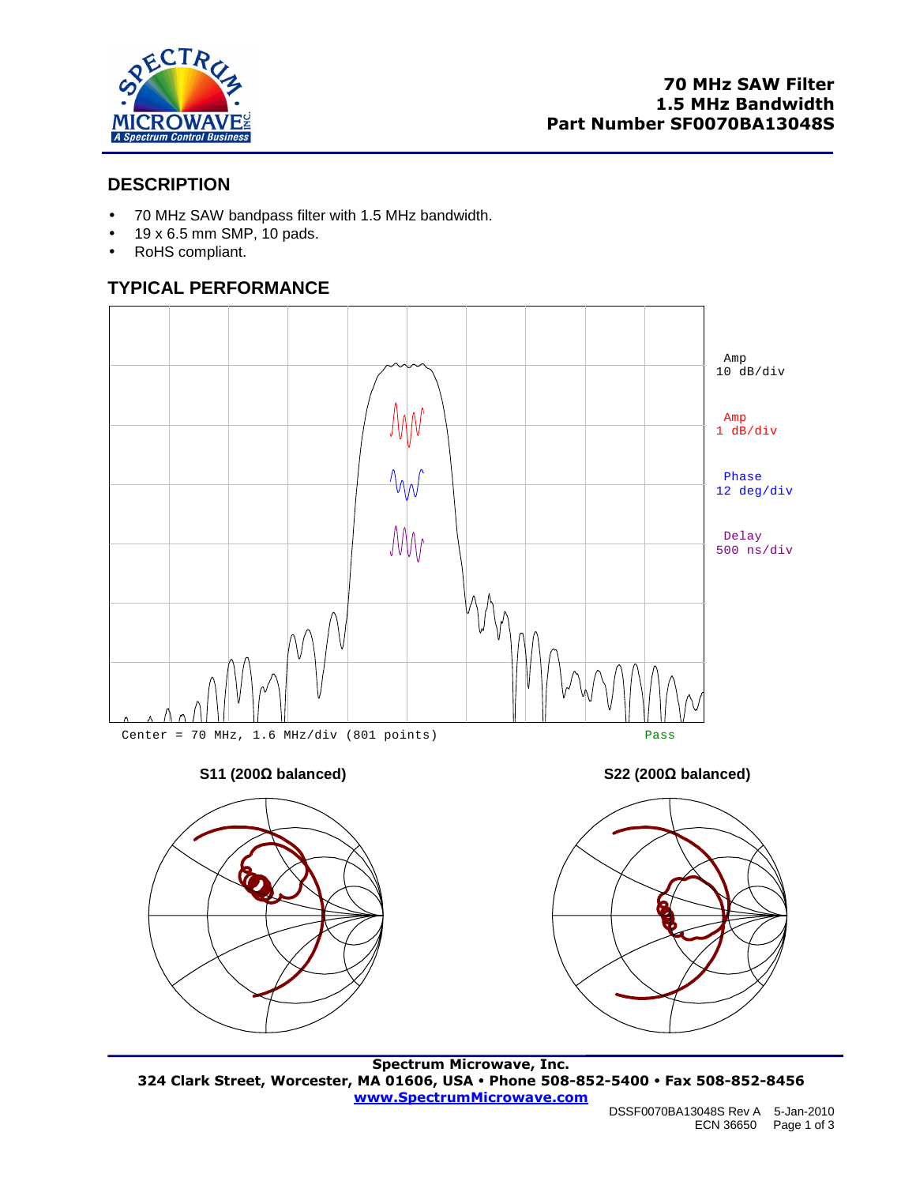# 70 MHz SAW Filter
# 1.5 MHz Bandwidth
# Part Number SF0070BA13048S

## DESCRIPTION

- 70 MHz SAW bandpass filter with 1.5 MHz bandwidth.
- 19 x 6.5 mm SMP, 10 pads.
- RoHS compliant.

## TYPICAL PERFORMANCE

Amp 10 dB/div

Amp 1 dB/div

Phase 12 deg/div

Delay 500 ns/div

Center = 70 MHz, 1.6 MHz/div (801 points)

Pass

**S11 (200Ω balanced)**

**S22 (200Ω balanced)**

Spectrum Microwave, Inc.
324 Clark Street, Worcester, MA 01606, USA • Phone 508-852-5400 • Fax 508-852-8456
www.SpectrumMicrowave.com

DSSF0070BA13048S Rev A 5-Jan-2010
ECN 36650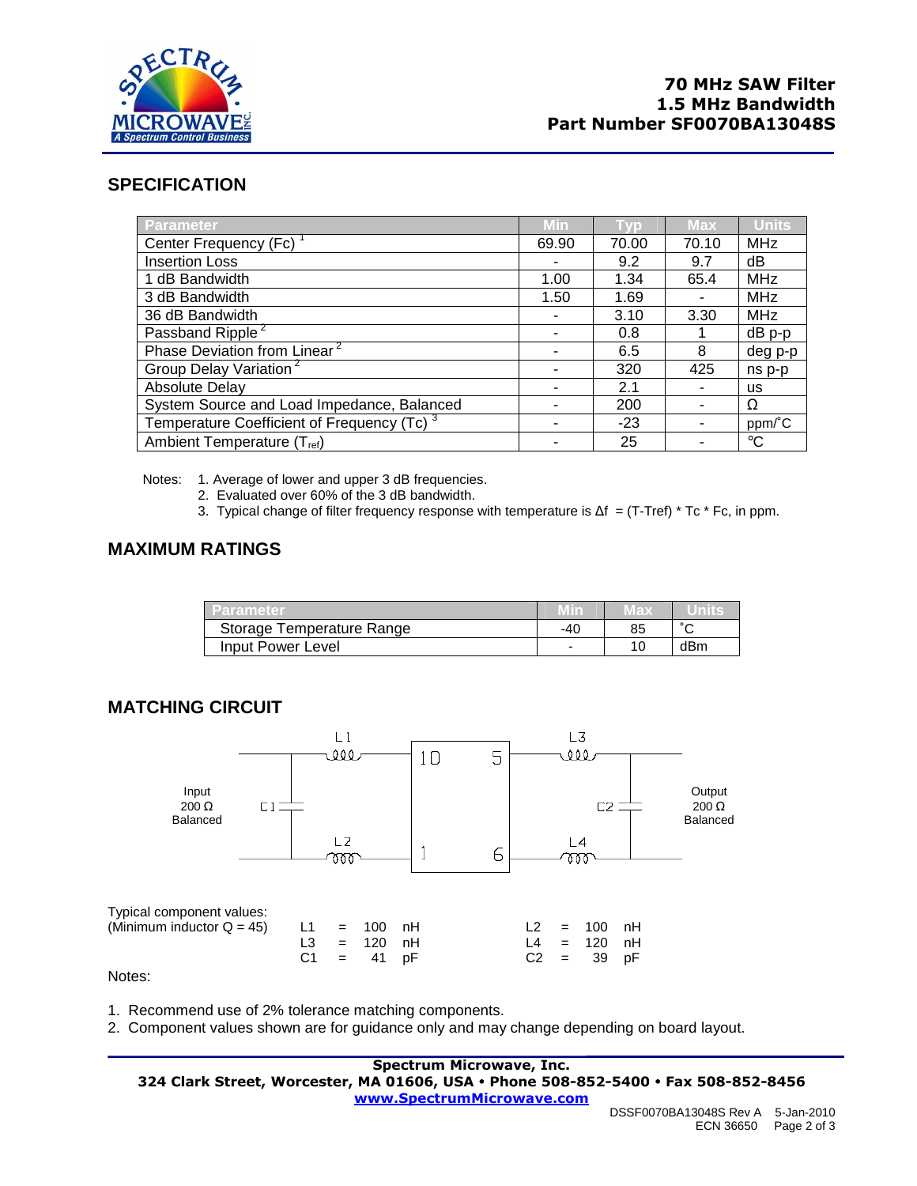**70 MHz SAW Filter**
**1.5 MHz Bandwidth**
**Part Number SF0070BA13048S**

## SPECIFICATION

| Parameter | Min | Typ | Max | Units |
|---|---|---|---|---|
| Center Frequency (Fc) [1] | 69.90 | 70.00 | 70.10 | MHz |
| Insertion Loss | - | 9.2 | 9.7 | dB |
| 1 dB Bandwidth | 1.00 | 1.34 | 65.4 | MHz |
| 3 dB Bandwidth | 1.50 | 1.69 | - | MHz |
| 36 dB Bandwidth | - | 3.10 | 3.30 | MHz |
| Passband Ripple [2] | - | 0.8 | 1 | dB p-p |
| Phase Deviation from Linear [2] | - | 6.5 | 8 | deg p-p |
| Group Delay Variation [2] | - | 320 | 425 | ns p-p |
| Absolute Delay | - | 2.1 | - | us |
| System Source and Load Impedance, Balanced | - | 200 | - | Ω |
| Temperature Coefficient of Frequency (Tc) [3] | - | -23 | - | ppm/˚C |
| Ambient Temperature ($T_{ref}$) | - | 25 | - | ℃ |

Notes:
1. Average of lower and upper 3 dB frequencies.
2. Evaluated over 60% of the 3 dB bandwidth.
3. Typical change of filter frequency response with temperature is Δf = (T-Tref) * Tc * Fc, in ppm.

## MAXIMUM RATINGS

| Parameter | Min | Max | Units |
|---|---|---|---|
| Storage Temperature Range | -40 | 85 | ˚C |
| Input Power Level | - | 10 | dBm |

## MATCHING CIRCUIT

Input 200 Ω Balanced — C1, L1, L2 — pins 10, 1 | pins 5, 6 — L3, L4, C2 — Output 200 Ω Balanced

Typical component values:
(Minimum inductor Q = 45)

| | | | | | | |
|---|---|---|---|---|---|---|
| L1 = | 100 | nH | | L2 = | 100 | nH |
| L3 = | 120 | nH | | L4 = | 120 | nH |
| C1 = | 41 | pF | | C2 = | 39 | pF |

Notes:

1. Recommend use of 2% tolerance matching components.
2. Component values shown are for guidance only and may change depending on board layout.

**Spectrum Microwave, Inc.**
**324 Clark Street, Worcester, MA 01606, USA • Phone 508-852-5400 • Fax 508-852-8456**
**www.SpectrumMicrowave.com**

DSSF0070BA13048S Rev A 5-Jan-2010
ECN 36650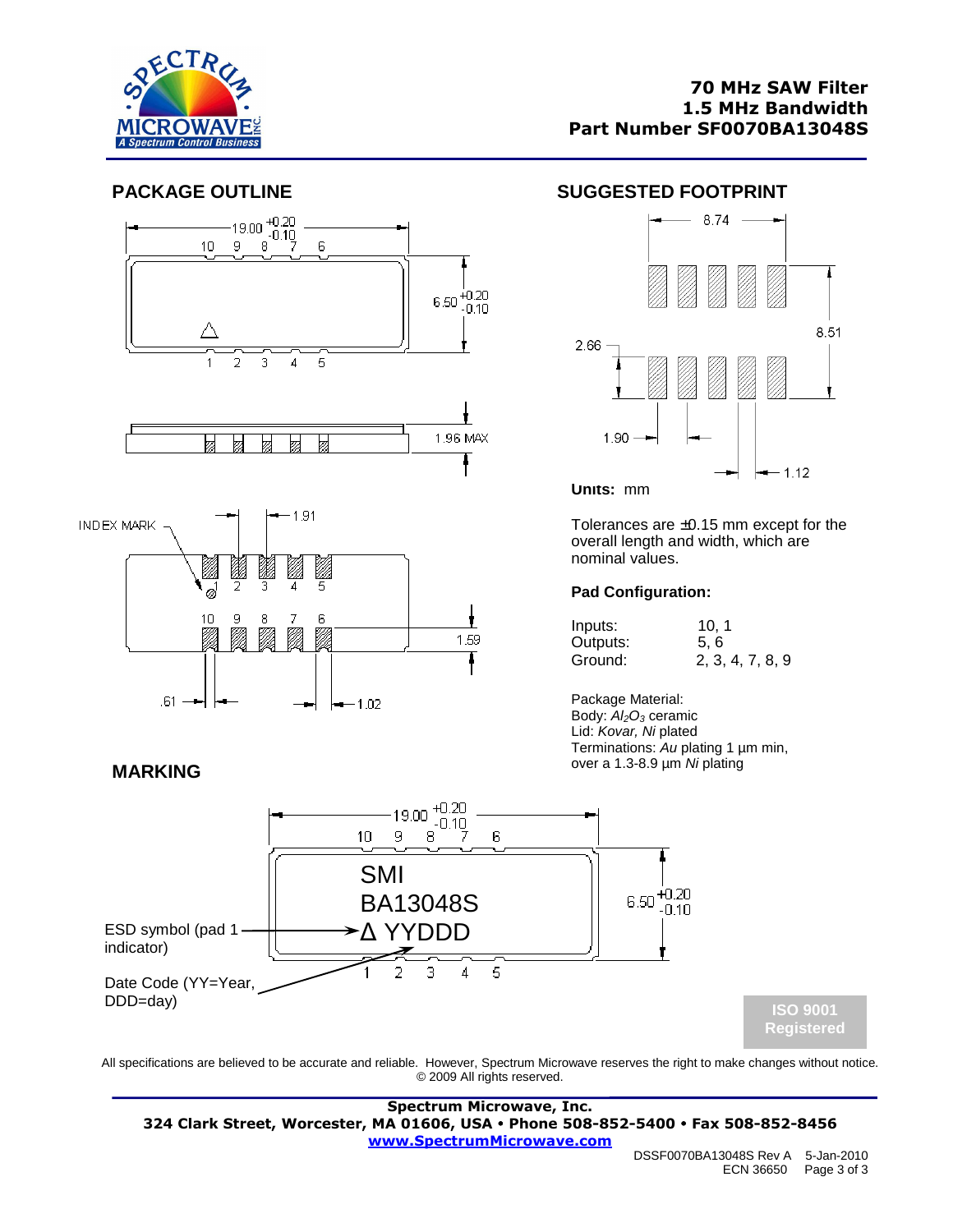**70 MHz SAW Filter**
**1.5 MHz Bandwidth**
**Part Number SF0070BA13048S**

## PACKAGE OUTLINE

19.00 +0.20 -0.10

10 9 8 7 6

6.50 +0.20 -0.10

1 2 3 4 5

1.96 MAX

INDEX MARK

1.91

1 2 3 4 5

10 9 8 7 6

1.59

.61

1.02

## SUGGESTED FOOTPRINT

8.74

8.51

2.66

1.90

1.12

**Units:** mm

Tolerances are ±0.15 mm except for the overall length and width, which are nominal values.

**Pad Configuration:**

| | |
|---|---|
| Inputs: | 10, 1 |
| Outputs: | 5, 6 |
| Ground: | 2, 3, 4, 7, 8, 9 |

Package Material:
Body: *$Al_2O_3$* ceramic
Lid: *Kovar, Ni* plated
Terminations: *Au* plating 1 µm min, over a 1.3-8.9 µm *Ni* plating

## MARKING

19.00 +0.20 -0.10

10 9 8 7 6

SMI
BA13048S
Δ YYDDD

6.50 +0.20 -0.10

1 2 3 4 5

ESD symbol (pad 1 indicator)

Date Code (YY=Year, DDD=day)

ISO 9001 Registered

All specifications are believed to be accurate and reliable. However, Spectrum Microwave reserves the right to make changes without notice.
© 2009 All rights reserved.

**Spectrum Microwave, Inc.**
**324 Clark Street, Worcester, MA 01606, USA • Phone 508-852-5400 • Fax 508-852-8456**
**www.SpectrumMicrowave.com**

DSSF0070BA13048S Rev A 5-Jan-2010
ECN 36650